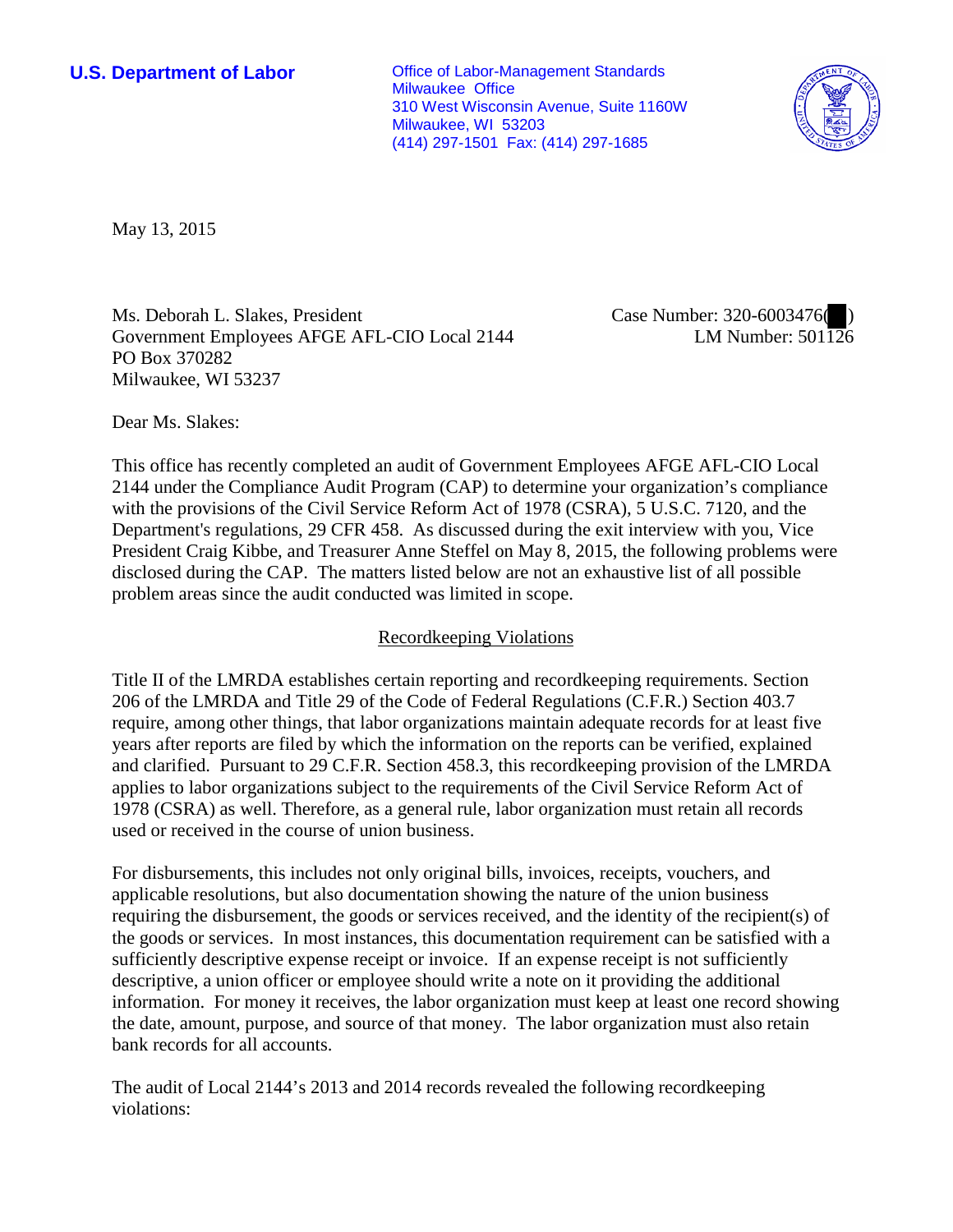**U.S. Department of Labor**

Office of Labor-Management Standards
Milwaukee Office
310 West Wisconsin Avenue, Suite 1160W
Milwaukee, WI 53203
(414) 297-1501 Fax: (414) 297-1685

May 13, 2015

Ms. Deborah L. Slakes, President
Government Employees AFGE AFL-CIO Local 2144
PO Box 370282
Milwaukee, WI 53237

Case Number: 320-6003476( )
LM Number: 501126

Dear Ms. Slakes:

This office has recently completed an audit of Government Employees AFGE AFL-CIO Local 2144 under the Compliance Audit Program (CAP) to determine your organization's compliance with the provisions of the Civil Service Reform Act of 1978 (CSRA), 5 U.S.C. 7120, and the Department's regulations, 29 CFR 458. As discussed during the exit interview with you, Vice President Craig Kibbe, and Treasurer Anne Steffel on May 8, 2015, the following problems were disclosed during the CAP. The matters listed below are not an exhaustive list of all possible problem areas since the audit conducted was limited in scope.

## Recordkeeping Violations

Title II of the LMRDA establishes certain reporting and recordkeeping requirements. Section 206 of the LMRDA and Title 29 of the Code of Federal Regulations (C.F.R.) Section 403.7 require, among other things, that labor organizations maintain adequate records for at least five years after reports are filed by which the information on the reports can be verified, explained and clarified. Pursuant to 29 C.F.R. Section 458.3, this recordkeeping provision of the LMRDA applies to labor organizations subject to the requirements of the Civil Service Reform Act of 1978 (CSRA) as well. Therefore, as a general rule, labor organization must retain all records used or received in the course of union business.

For disbursements, this includes not only original bills, invoices, receipts, vouchers, and applicable resolutions, but also documentation showing the nature of the union business requiring the disbursement, the goods or services received, and the identity of the recipient(s) of the goods or services. In most instances, this documentation requirement can be satisfied with a sufficiently descriptive expense receipt or invoice. If an expense receipt is not sufficiently descriptive, a union officer or employee should write a note on it providing the additional information. For money it receives, the labor organization must keep at least one record showing the date, amount, purpose, and source of that money. The labor organization must also retain bank records for all accounts.

The audit of Local 2144's 2013 and 2014 records revealed the following recordkeeping violations: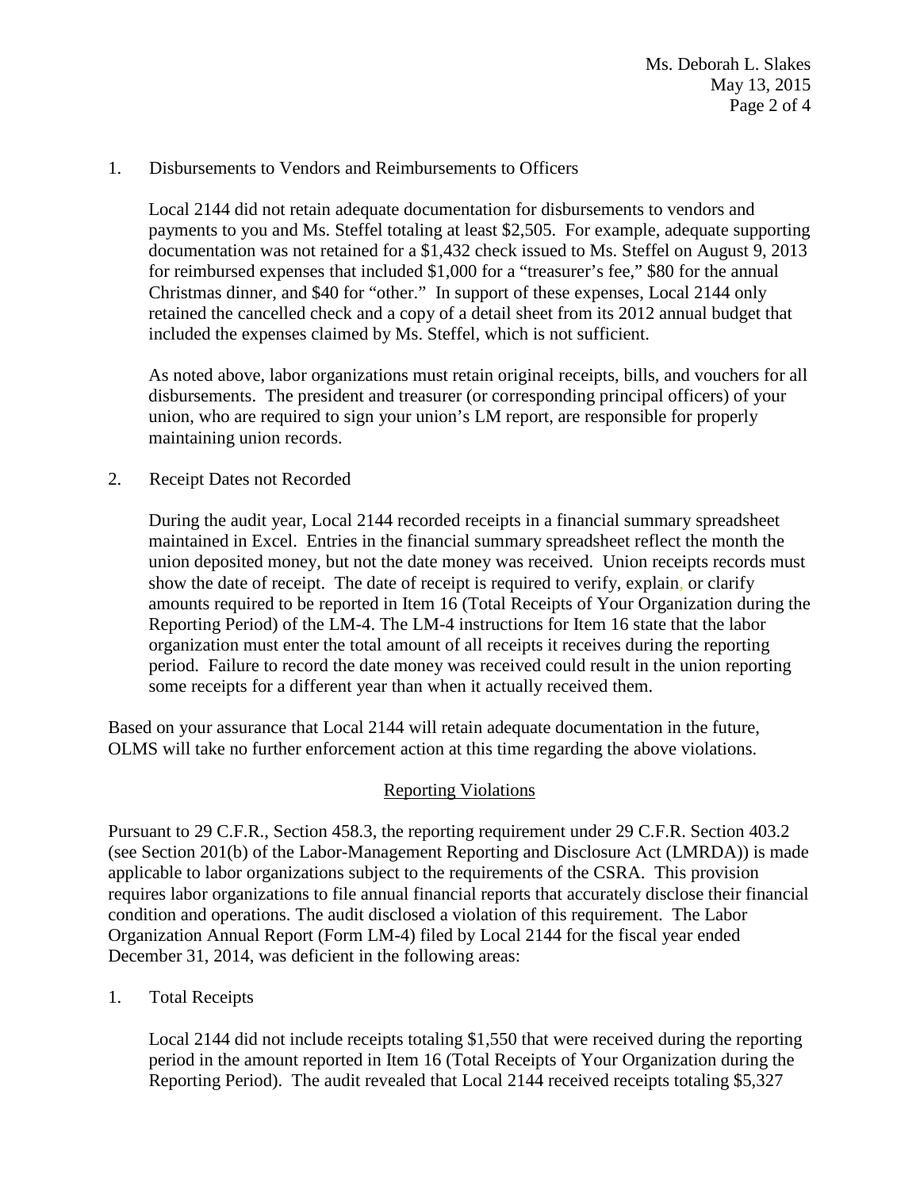1. Disbursements to Vendors and Reimbursements to Officers

   Local 2144 did not retain adequate documentation for disbursements to vendors and payments to you and Ms. Steffel totaling at least $2,505. For example, adequate supporting documentation was not retained for a $1,432 check issued to Ms. Steffel on August 9, 2013 for reimbursed expenses that included $1,000 for a "treasurer's fee," $80 for the annual Christmas dinner, and $40 for "other." In support of these expenses, Local 2144 only retained the cancelled check and a copy of a detail sheet from its 2012 annual budget that included the expenses claimed by Ms. Steffel, which is not sufficient.

   As noted above, labor organizations must retain original receipts, bills, and vouchers for all disbursements. The president and treasurer (or corresponding principal officers) of your union, who are required to sign your union's LM report, are responsible for properly maintaining union records.

2. Receipt Dates not Recorded

   During the audit year, Local 2144 recorded receipts in a financial summary spreadsheet maintained in Excel. Entries in the financial summary spreadsheet reflect the month the union deposited money, but not the date money was received. Union receipts records must show the date of receipt. The date of receipt is required to verify, explain, or clarify amounts required to be reported in Item 16 (Total Receipts of Your Organization during the Reporting Period) of the LM-4. The LM-4 instructions for Item 16 state that the labor organization must enter the total amount of all receipts it receives during the reporting period. Failure to record the date money was received could result in the union reporting some receipts for a different year than when it actually received them.

Based on your assurance that Local 2144 will retain adequate documentation in the future, OLMS will take no further enforcement action at this time regarding the above violations.

## Reporting Violations

Pursuant to 29 C.F.R., Section 458.3, the reporting requirement under 29 C.F.R. Section 403.2 (see Section 201(b) of the Labor-Management Reporting and Disclosure Act (LMRDA)) is made applicable to labor organizations subject to the requirements of the CSRA. This provision requires labor organizations to file annual financial reports that accurately disclose their financial condition and operations. The audit disclosed a violation of this requirement. The Labor Organization Annual Report (Form LM-4) filed by Local 2144 for the fiscal year ended December 31, 2014, was deficient in the following areas:

1. Total Receipts

   Local 2144 did not include receipts totaling $1,550 that were received during the reporting period in the amount reported in Item 16 (Total Receipts of Your Organization during the Reporting Period). The audit revealed that Local 2144 received receipts totaling $5,327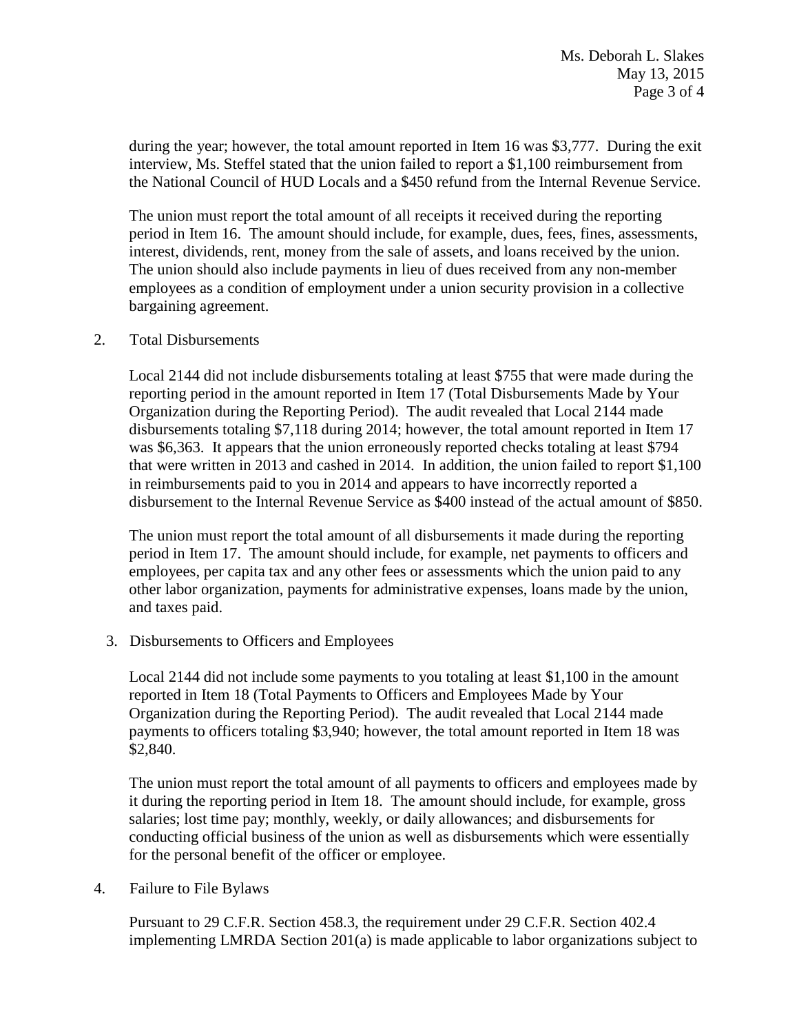during the year; however, the total amount reported in Item 16 was $3,777. During the exit interview, Ms. Steffel stated that the union failed to report a $1,100 reimbursement from the National Council of HUD Locals and a $450 refund from the Internal Revenue Service.

The union must report the total amount of all receipts it received during the reporting period in Item 16. The amount should include, for example, dues, fees, fines, assessments, interest, dividends, rent, money from the sale of assets, and loans received by the union. The union should also include payments in lieu of dues received from any non-member employees as a condition of employment under a union security provision in a collective bargaining agreement.

2. Total Disbursements

Local 2144 did not include disbursements totaling at least $755 that were made during the reporting period in the amount reported in Item 17 (Total Disbursements Made by Your Organization during the Reporting Period). The audit revealed that Local 2144 made disbursements totaling $7,118 during 2014; however, the total amount reported in Item 17 was $6,363. It appears that the union erroneously reported checks totaling at least $794 that were written in 2013 and cashed in 2014. In addition, the union failed to report $1,100 in reimbursements paid to you in 2014 and appears to have incorrectly reported a disbursement to the Internal Revenue Service as $400 instead of the actual amount of $850.

The union must report the total amount of all disbursements it made during the reporting period in Item 17. The amount should include, for example, net payments to officers and employees, per capita tax and any other fees or assessments which the union paid to any other labor organization, payments for administrative expenses, loans made by the union, and taxes paid.

3. Disbursements to Officers and Employees

Local 2144 did not include some payments to you totaling at least $1,100 in the amount reported in Item 18 (Total Payments to Officers and Employees Made by Your Organization during the Reporting Period). The audit revealed that Local 2144 made payments to officers totaling $3,940; however, the total amount reported in Item 18 was $2,840.

The union must report the total amount of all payments to officers and employees made by it during the reporting period in Item 18. The amount should include, for example, gross salaries; lost time pay; monthly, weekly, or daily allowances; and disbursements for conducting official business of the union as well as disbursements which were essentially for the personal benefit of the officer or employee.

4. Failure to File Bylaws

Pursuant to 29 C.F.R. Section 458.3, the requirement under 29 C.F.R. Section 402.4 implementing LMRDA Section 201(a) is made applicable to labor organizations subject to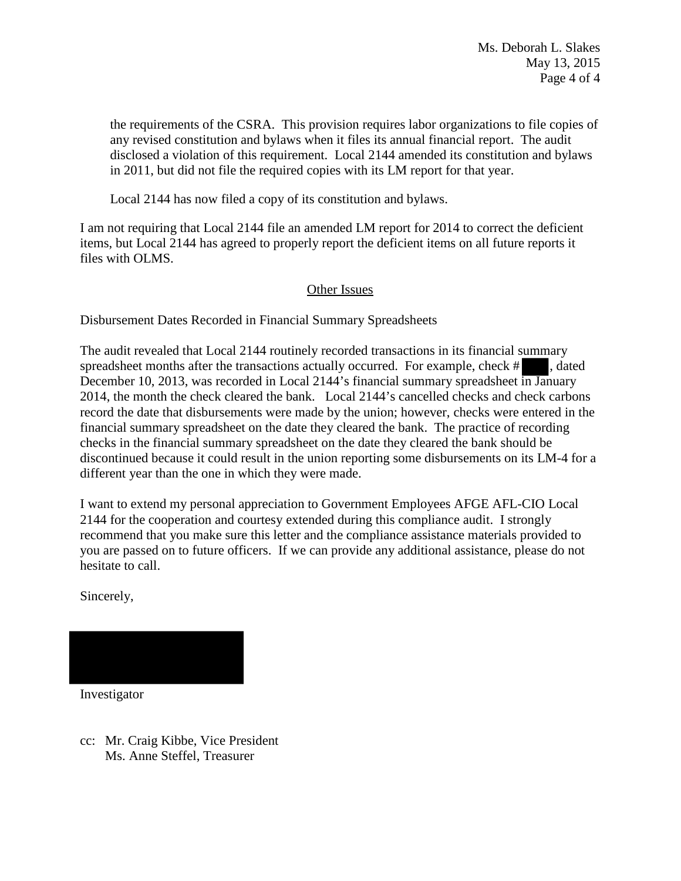the requirements of the CSRA. This provision requires labor organizations to file copies of any revised constitution and bylaws when it files its annual financial report. The audit disclosed a violation of this requirement. Local 2144 amended its constitution and bylaws in 2011, but did not file the required copies with its LM report for that year.

Local 2144 has now filed a copy of its constitution and bylaws.

I am not requiring that Local 2144 file an amended LM report for 2014 to correct the deficient items, but Local 2144 has agreed to properly report the deficient items on all future reports it files with OLMS.

## Other Issues

Disbursement Dates Recorded in Financial Summary Spreadsheets

The audit revealed that Local 2144 routinely recorded transactions in its financial summary spreadsheet months after the transactions actually occurred. For example, check # , dated December 10, 2013, was recorded in Local 2144's financial summary spreadsheet in January 2014, the month the check cleared the bank. Local 2144's cancelled checks and check carbons record the date that disbursements were made by the union; however, checks were entered in the financial summary spreadsheet on the date they cleared the bank. The practice of recording checks in the financial summary spreadsheet on the date they cleared the bank should be discontinued because it could result in the union reporting some disbursements on its LM-4 for a different year than the one in which they were made.

I want to extend my personal appreciation to Government Employees AFGE AFL-CIO Local 2144 for the cooperation and courtesy extended during this compliance audit. I strongly recommend that you make sure this letter and the compliance assistance materials provided to you are passed on to future officers. If we can provide any additional assistance, please do not hesitate to call.

Sincerely,

Investigator

cc: Mr. Craig Kibbe, Vice President
Ms. Anne Steffel, Treasurer